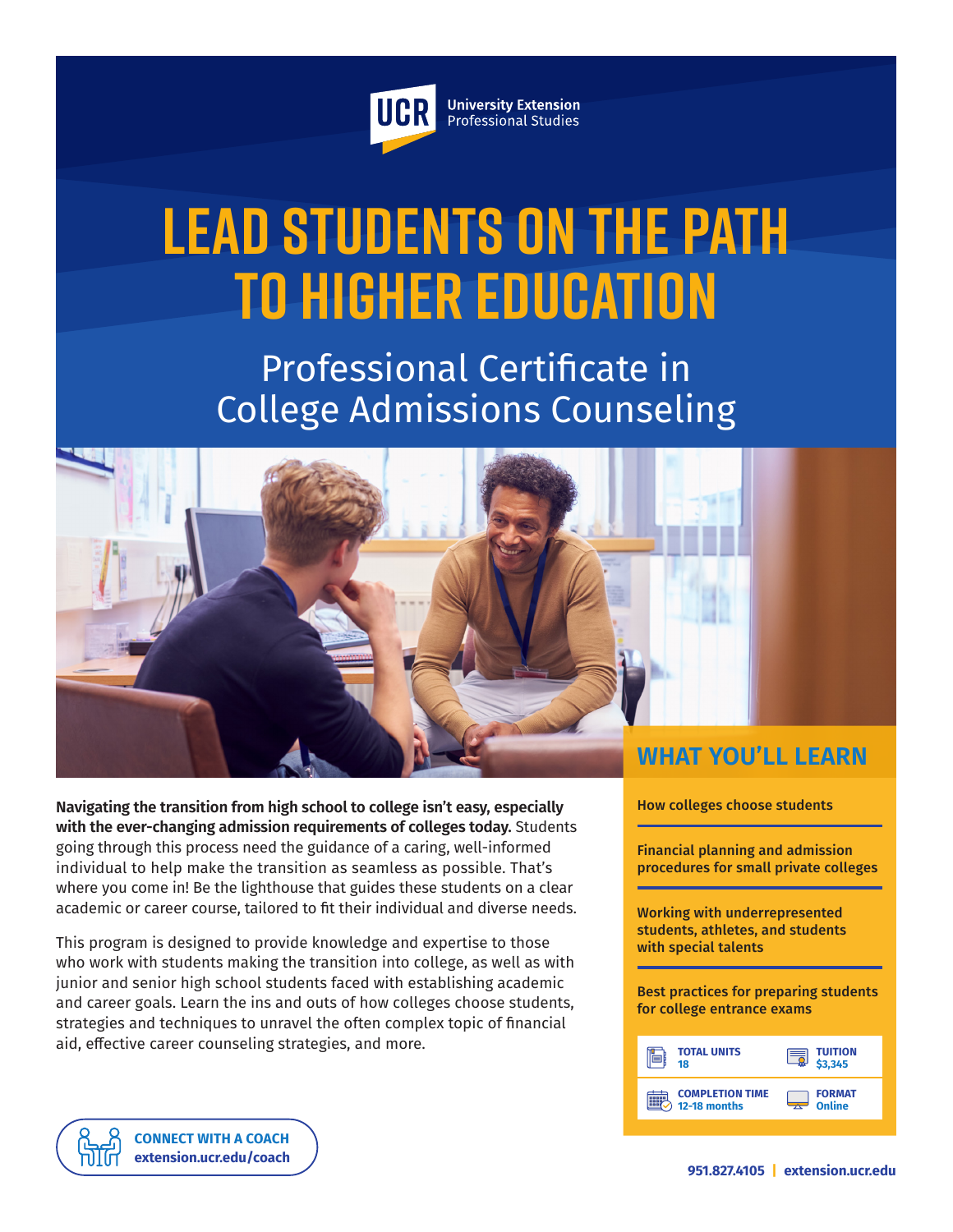UCR University Extension Professional Studies

# LEAD STUDENTS ON THE PATH TO HIGHER EDUCATION

## Professional Certificate in College Admissions Counseling

**Navigating the transition from high school to college isn't easy, especially with the ever-changing admission requirements of colleges today.** Students going through this process need the guidance of a caring, well-informed individual to help make the transition as seamless as possible. That's where you come in! Be the lighthouse that guides these students on a clear academic or career course, tailored to fit their individual and diverse needs.

This program is designed to provide knowledge and expertise to those who work with students making the transition into college, as well as with junior and senior high school students faced with establishing academic and career goals. Learn the ins and outs of how colleges choose students, strategies and techniques to unravel the often complex topic of financial aid, effective career counseling strategies, and more.

## WHAT YOU'LL LEARN

- How colleges choose students
- Financial planning and admission procedures for small private colleges
- Working with underrepresented students, athletes, and students with special talents
- Best practices for preparing students for college entrance exams

| | |
|---|---|
| **TOTAL UNITS** 18 | **TUITION** $3,345 |
| **COMPLETION TIME** 12-18 months | **FORMAT** Online |

**CONNECT WITH A COACH**
**extension.ucr.edu/coach**

**951.827.4105 | extension.ucr.edu**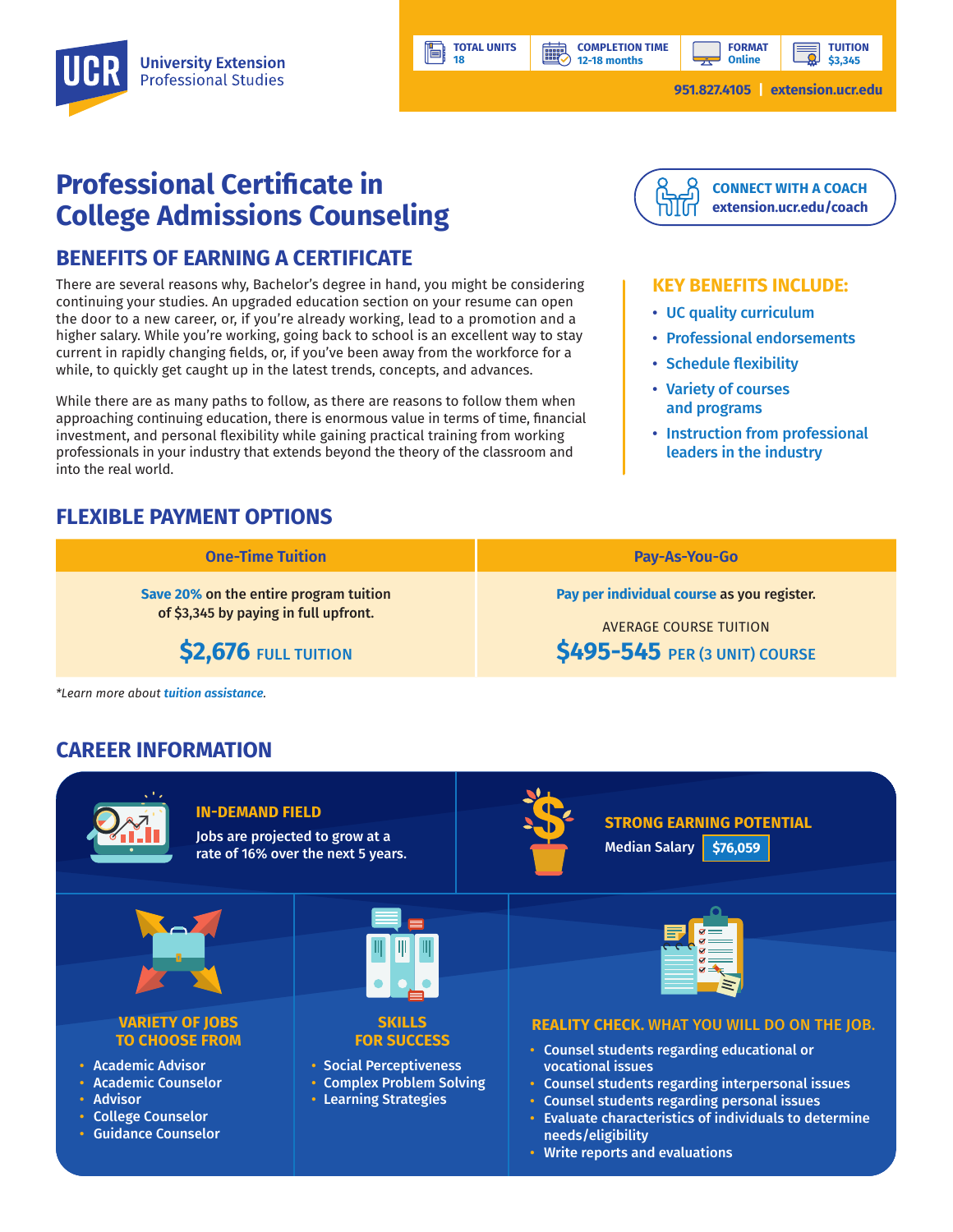UCR University Extension Professional Studies

| TOTAL UNITS | COMPLETION TIME | FORMAT | TUITION |
|---|---|---|---|
| 18 | 12-18 months | Online | $3,345 |

951.827.4105 | extension.ucr.edu

# Professional Certificate in College Admissions Counseling

**CONNECT WITH A COACH**
extension.ucr.edu/coach

## BENEFITS OF EARNING A CERTIFICATE

There are several reasons why, Bachelor's degree in hand, you might be considering continuing your studies. An upgraded education section on your resume can open the door to a new career, or, if you're already working, lead to a promotion and a higher salary. While you're working, going back to school is an excellent way to stay current in rapidly changing fields, or, if you've been away from the workforce for a while, to quickly get caught up in the latest trends, concepts, and advances.

While there are as many paths to follow, as there are reasons to follow them when approaching continuing education, there is enormous value in terms of time, financial investment, and personal flexibility while gaining practical training from working professionals in your industry that extends beyond the theory of the classroom and into the real world.

### KEY BENEFITS INCLUDE:

- UC quality curriculum
- Professional endorsements
- Schedule flexibility
- Variety of courses and programs
- Instruction from professional leaders in the industry

## FLEXIBLE PAYMENT OPTIONS

| One-Time Tuition | Pay-As-You-Go |
|---|---|
| **Save 20%** on the entire program tuition of $3,345 by paying in full upfront. **$2,676** FULL TUITION | **Pay per individual course** as you register. AVERAGE COURSE TUITION **$495-545** PER (3 UNIT) COURSE |

*Learn more about tuition assistance.*

## CAREER INFORMATION

### IN-DEMAND FIELD

Jobs are projected to grow at a rate of 16% over the next 5 years.

### STRONG EARNING POTENTIAL

Median Salary **$76,059**

### VARIETY OF JOBS TO CHOOSE FROM

- Academic Advisor
- Academic Counselor
- Advisor
- College Counselor
- Guidance Counselor

### SKILLS FOR SUCCESS

- Social Perceptiveness
- Complex Problem Solving
- Learning Strategies

### REALITY CHECK. WHAT YOU WILL DO ON THE JOB.

- Counsel students regarding educational or vocational issues
- Counsel students regarding interpersonal issues
- Counsel students regarding personal issues
- Evaluate characteristics of individuals to determine needs/eligibility
- Write reports and evaluations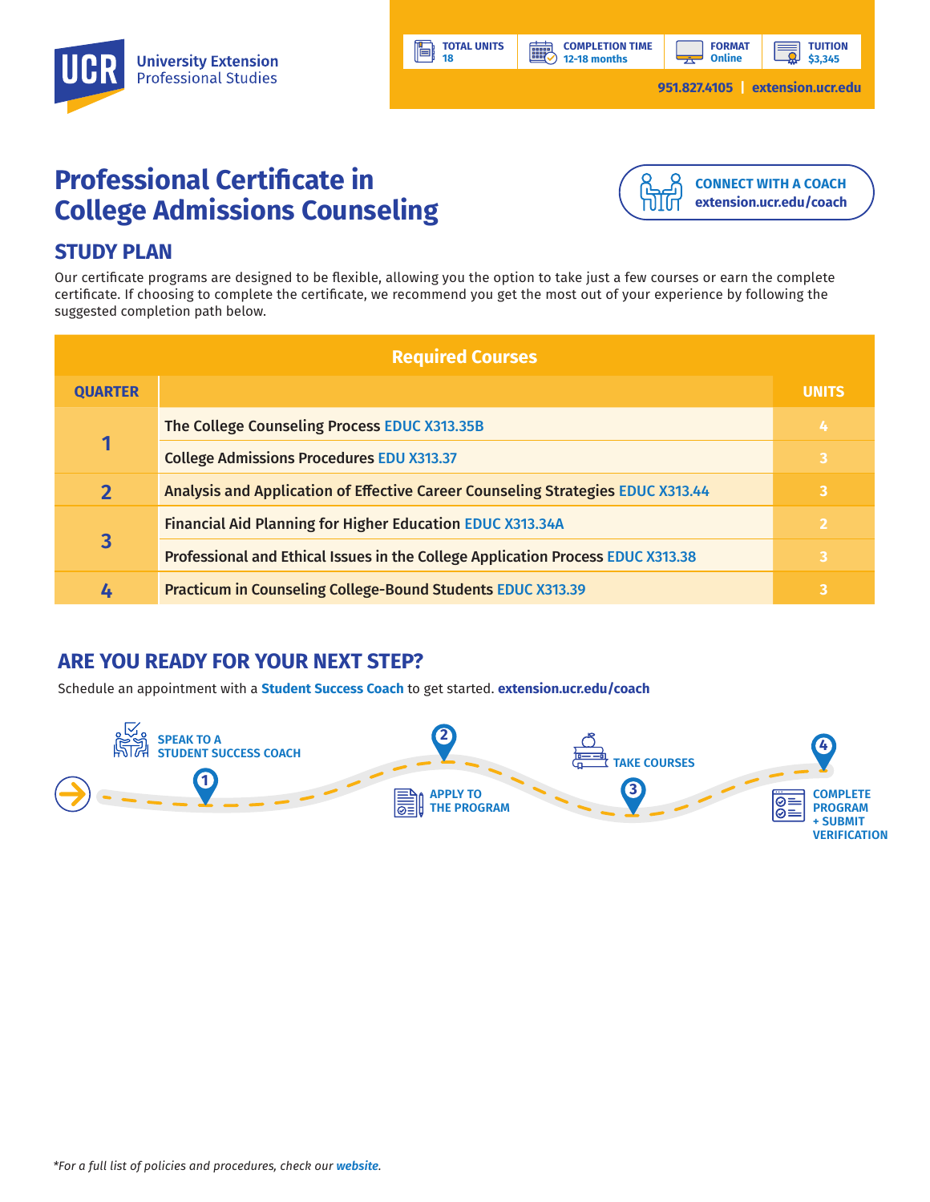UCR University Extension Professional Studies

| TOTAL UNITS | COMPLETION TIME | FORMAT | TUITION |
|---|---|---|---|
| 18 | 12-18 months | Online | $3,345 |

951.827.4105 | extension.ucr.edu

# Professional Certificate in College Admissions Counseling

CONNECT WITH A COACH extension.ucr.edu/coach

## STUDY PLAN

Our certificate programs are designed to be flexible, allowing you the option to take just a few courses or earn the complete certificate. If choosing to complete the certificate, we recommend you get the most out of your experience by following the suggested completion path below.

**Required Courses**

| QUARTER | | UNITS |
|---|---|---|
| 1 | The College Counseling Process EDUC X313.35B | 4 |
| | College Admissions Procedures EDU X313.37 | 3 |
| 2 | Analysis and Application of Effective Career Counseling Strategies EDUC X313.44 | 3 |
| 3 | Financial Aid Planning for Higher Education EDUC X313.34A | 2 |
| | Professional and Ethical Issues in the College Application Process EDUC X313.38 | 3 |
| 4 | Practicum in Counseling College-Bound Students EDUC X313.39 | 3 |

## ARE YOU READY FOR YOUR NEXT STEP?

Schedule an appointment with a **Student Success Coach** to get started. **extension.ucr.edu/coach**

1. SPEAK TO A STUDENT SUCCESS COACH
2. APPLY TO THE PROGRAM
3. TAKE COURSES
4. COMPLETE PROGRAM + SUBMIT VERIFICATION

*For a full list of policies and procedures, check our **website**.*